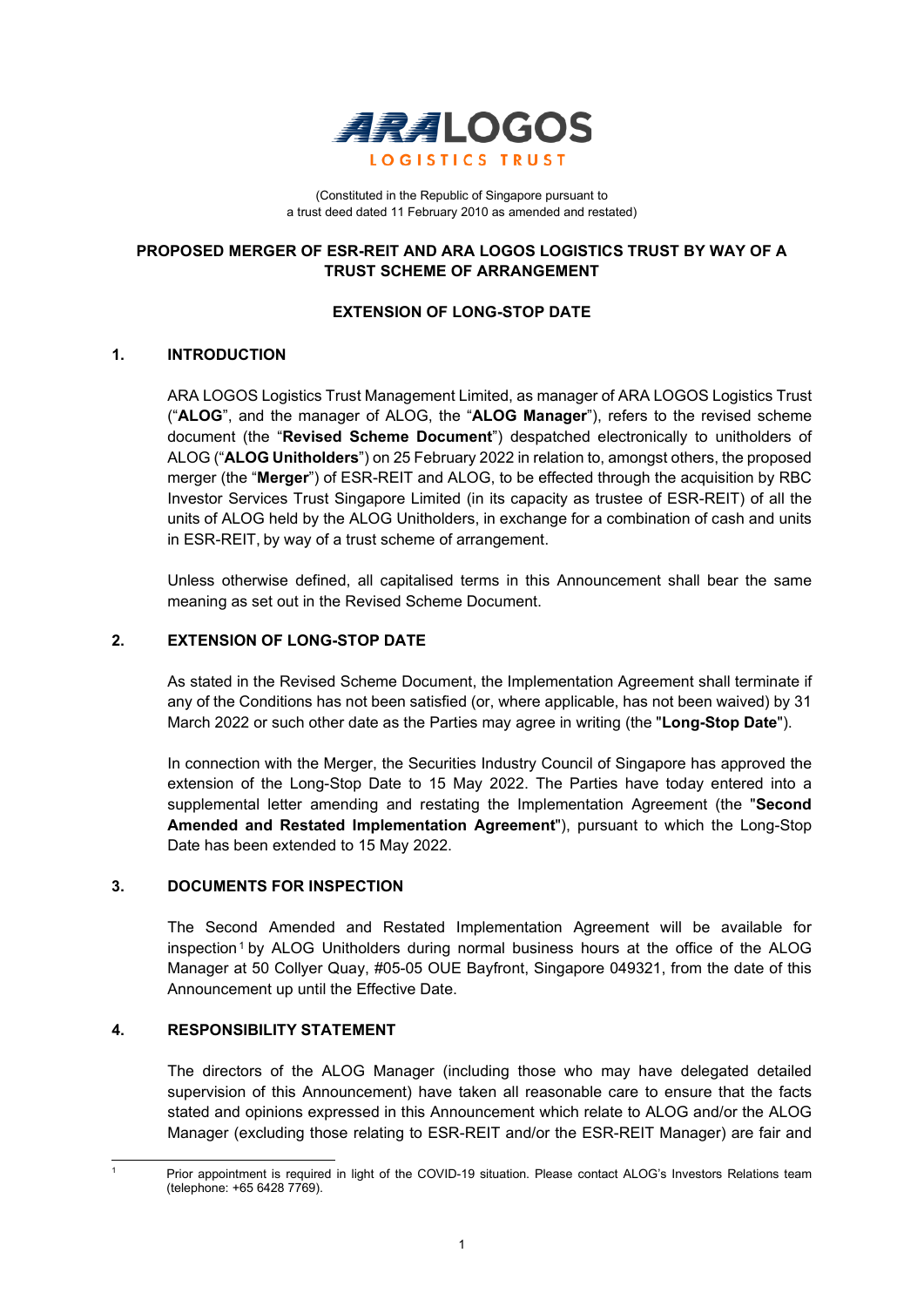ARA LOGOS LOGISTICS TRUST

(Constituted in the Republic of Singapore pursuant to a trust deed dated 11 February 2010 as amended and restated)

# PROPOSED MERGER OF ESR-REIT AND ARA LOGOS LOGISTICS TRUST BY WAY OF A TRUST SCHEME OF ARRANGEMENT

## EXTENSION OF LONG-STOP DATE

## 1. INTRODUCTION

ARA LOGOS Logistics Trust Management Limited, as manager of ARA LOGOS Logistics Trust ("**ALOG**", and the manager of ALOG, the "**ALOG Manager**"), refers to the revised scheme document (the "**Revised Scheme Document**") despatched electronically to unitholders of ALOG ("**ALOG Unitholders**") on 25 February 2022 in relation to, amongst others, the proposed merger (the "**Merger**") of ESR-REIT and ALOG, to be effected through the acquisition by RBC Investor Services Trust Singapore Limited (in its capacity as trustee of ESR-REIT) of all the units of ALOG held by the ALOG Unitholders, in exchange for a combination of cash and units in ESR-REIT, by way of a trust scheme of arrangement.

Unless otherwise defined, all capitalised terms in this Announcement shall bear the same meaning as set out in the Revised Scheme Document.

## 2. EXTENSION OF LONG-STOP DATE

As stated in the Revised Scheme Document, the Implementation Agreement shall terminate if any of the Conditions has not been satisfied (or, where applicable, has not been waived) by 31 March 2022 or such other date as the Parties may agree in writing (the "**Long-Stop Date**").

In connection with the Merger, the Securities Industry Council of Singapore has approved the extension of the Long-Stop Date to 15 May 2022. The Parties have today entered into a supplemental letter amending and restating the Implementation Agreement (the "**Second Amended and Restated Implementation Agreement**"), pursuant to which the Long-Stop Date has been extended to 15 May 2022.

## 3. DOCUMENTS FOR INSPECTION

The Second Amended and Restated Implementation Agreement will be available for inspection[1] by ALOG Unitholders during normal business hours at the office of the ALOG Manager at 50 Collyer Quay, #05-05 OUE Bayfront, Singapore 049321, from the date of this Announcement up until the Effective Date.

## 4. RESPONSIBILITY STATEMENT

The directors of the ALOG Manager (including those who may have delegated detailed supervision of this Announcement) have taken all reasonable care to ensure that the facts stated and opinions expressed in this Announcement which relate to ALOG and/or the ALOG Manager (excluding those relating to ESR-REIT and/or the ESR-REIT Manager) are fair and

---

[1] Prior appointment is required in light of the COVID-19 situation. Please contact ALOG's Investors Relations team (telephone: +65 6428 7769).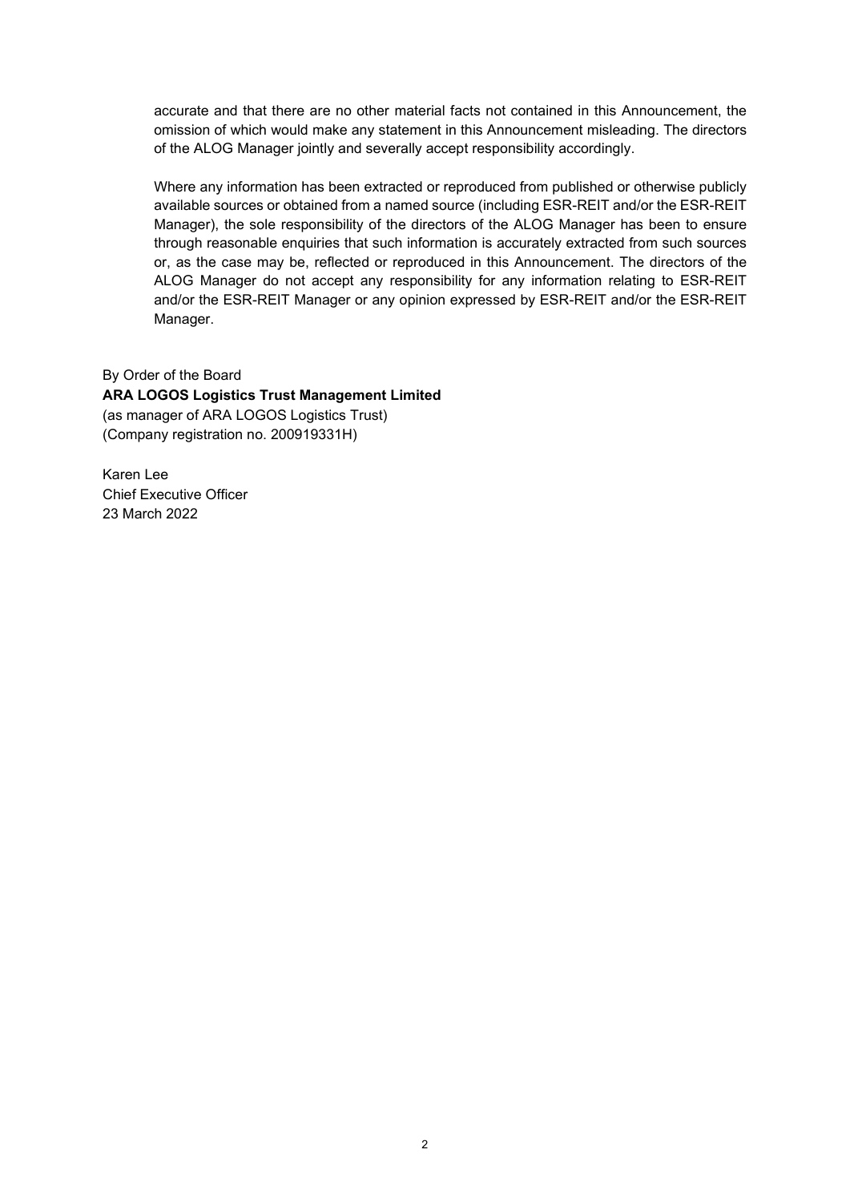accurate and that there are no other material facts not contained in this Announcement, the omission of which would make any statement in this Announcement misleading. The directors of the ALOG Manager jointly and severally accept responsibility accordingly.

Where any information has been extracted or reproduced from published or otherwise publicly available sources or obtained from a named source (including ESR-REIT and/or the ESR-REIT Manager), the sole responsibility of the directors of the ALOG Manager has been to ensure through reasonable enquiries that such information is accurately extracted from such sources or, as the case may be, reflected or reproduced in this Announcement. The directors of the ALOG Manager do not accept any responsibility for any information relating to ESR-REIT and/or the ESR-REIT Manager or any opinion expressed by ESR-REIT and/or the ESR-REIT Manager.

By Order of the Board
**ARA LOGOS Logistics Trust Management Limited**
(as manager of ARA LOGOS Logistics Trust)
(Company registration no. 200919331H)

Karen Lee
Chief Executive Officer
23 March 2022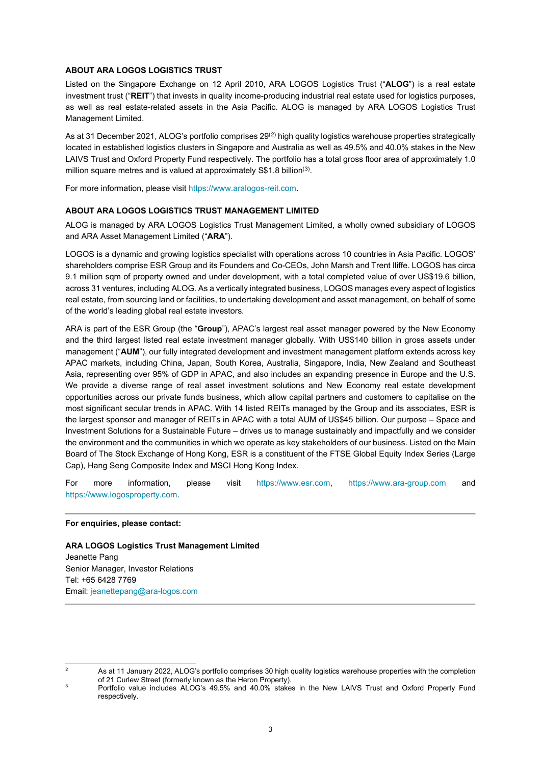## ABOUT ARA LOGOS LOGISTICS TRUST

Listed on the Singapore Exchange on 12 April 2010, ARA LOGOS Logistics Trust ("**ALOG**") is a real estate investment trust ("**REIT**") that invests in quality income-producing industrial real estate used for logistics purposes, as well as real estate-related assets in the Asia Pacific. ALOG is managed by ARA LOGOS Logistics Trust Management Limited.

As at 31 December 2021, ALOG's portfolio comprises 29[(2)] high quality logistics warehouse properties strategically located in established logistics clusters in Singapore and Australia as well as 49.5% and 40.0% stakes in the New LAIVS Trust and Oxford Property Fund respectively. The portfolio has a total gross floor area of approximately 1.0 million square metres and is valued at approximately S$1.8 billion[(3)].

For more information, please visit https://www.aralogos-reit.com.

## ABOUT ARA LOGOS LOGISTICS TRUST MANAGEMENT LIMITED

ALOG is managed by ARA LOGOS Logistics Trust Management Limited, a wholly owned subsidiary of LOGOS and ARA Asset Management Limited ("**ARA**").

LOGOS is a dynamic and growing logistics specialist with operations across 10 countries in Asia Pacific. LOGOS' shareholders comprise ESR Group and its Founders and Co-CEOs, John Marsh and Trent Iliffe. LOGOS has circa 9.1 million sqm of property owned and under development, with a total completed value of over US$19.6 billion, across 31 ventures, including ALOG. As a vertically integrated business, LOGOS manages every aspect of logistics real estate, from sourcing land or facilities, to undertaking development and asset management, on behalf of some of the world's leading global real estate investors.

ARA is part of the ESR Group (the "**Group**"), APAC's largest real asset manager powered by the New Economy and the third largest listed real estate investment manager globally. With US$140 billion in gross assets under management ("**AUM**"), our fully integrated development and investment management platform extends across key APAC markets, including China, Japan, South Korea, Australia, Singapore, India, New Zealand and Southeast Asia, representing over 95% of GDP in APAC, and also includes an expanding presence in Europe and the U.S. We provide a diverse range of real asset investment solutions and New Economy real estate development opportunities across our private funds business, which allow capital partners and customers to capitalise on the most significant secular trends in APAC. With 14 listed REITs managed by the Group and its associates, ESR is the largest sponsor and manager of REITs in APAC with a total AUM of US$45 billion. Our purpose – Space and Investment Solutions for a Sustainable Future – drives us to manage sustainably and impactfully and we consider the environment and the communities in which we operate as key stakeholders of our business. Listed on the Main Board of The Stock Exchange of Hong Kong, ESR is a constituent of the FTSE Global Equity Index Series (Large Cap), Hang Seng Composite Index and MSCI Hong Kong Index.

For more information, please visit https://www.esr.com, https://www.ara-group.com and https://www.logosproperty.com.

---

**For enquiries, please contact:**

**ARA LOGOS Logistics Trust Management Limited**
Jeanette Pang
Senior Manager, Investor Relations
Tel: +65 6428 7769
Email: jeanettepang@ara-logos.com

---

[2] As at 11 January 2022, ALOG's portfolio comprises 30 high quality logistics warehouse properties with the completion of 21 Curlew Street (formerly known as the Heron Property).

[3] Portfolio value includes ALOG's 49.5% and 40.0% stakes in the New LAIVS Trust and Oxford Property Fund respectively.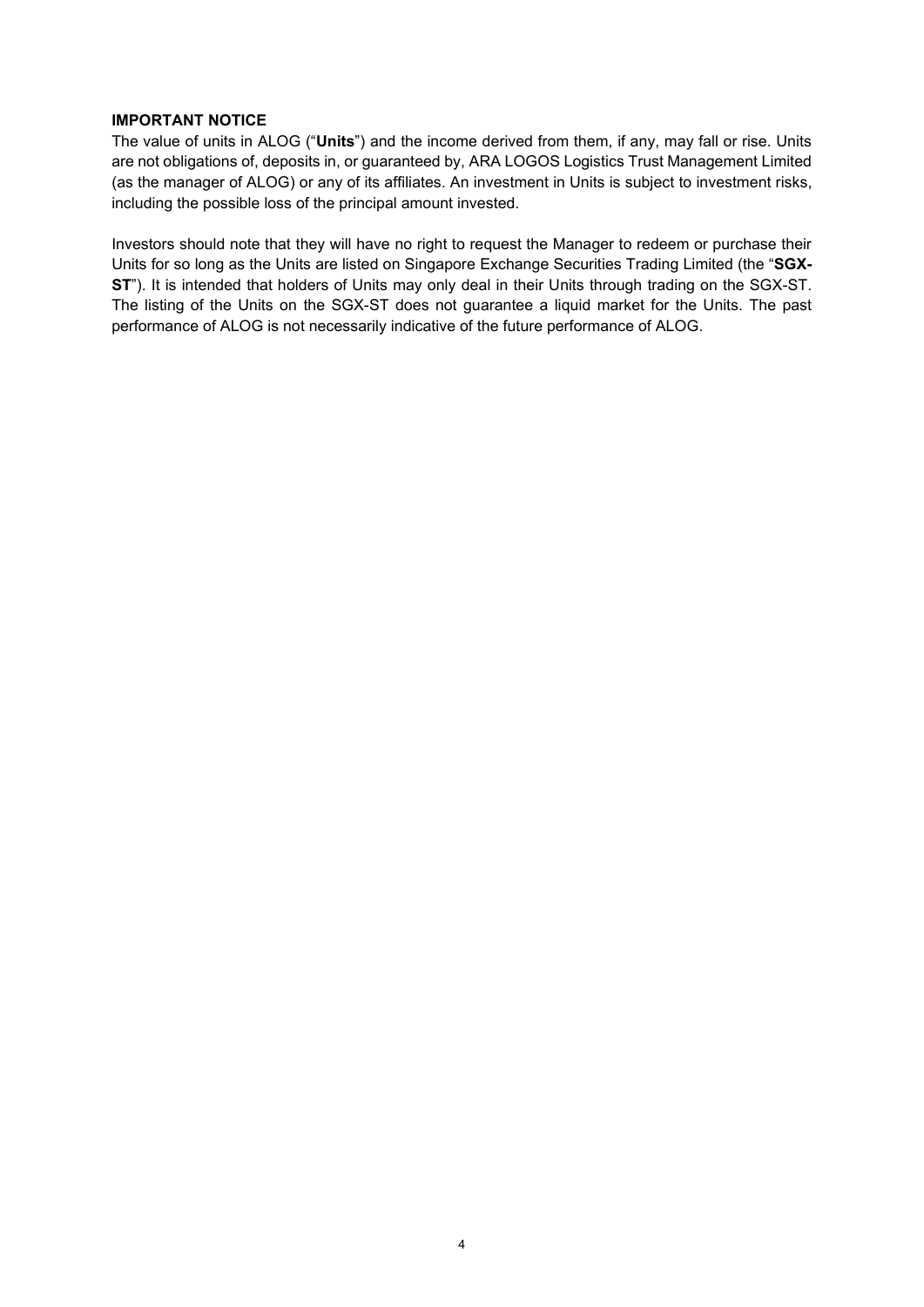**IMPORTANT NOTICE**

The value of units in ALOG ("**Units**") and the income derived from them, if any, may fall or rise. Units are not obligations of, deposits in, or guaranteed by, ARA LOGOS Logistics Trust Management Limited (as the manager of ALOG) or any of its affiliates. An investment in Units is subject to investment risks, including the possible loss of the principal amount invested.

Investors should note that they will have no right to request the Manager to redeem or purchase their Units for so long as the Units are listed on Singapore Exchange Securities Trading Limited (the "**SGX-ST**"). It is intended that holders of Units may only deal in their Units through trading on the SGX-ST. The listing of the Units on the SGX-ST does not guarantee a liquid market for the Units. The past performance of ALOG is not necessarily indicative of the future performance of ALOG.